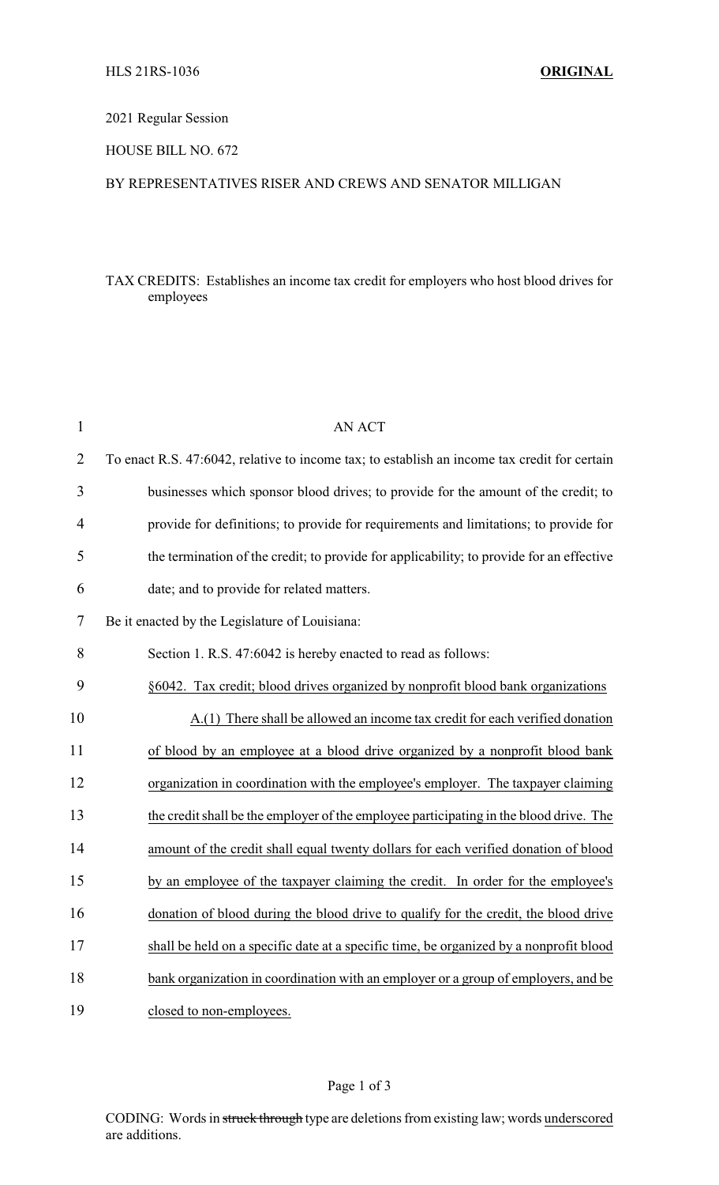HLS 21RS-1036 **ORIGINAL**

2021 Regular Session

HOUSE BILL NO. 672

BY REPRESENTATIVES RISER AND CREWS AND SENATOR MILLIGAN

TAX CREDITS: Establishes an income tax credit for employers who host blood drives for employees

AN ACT

To enact R.S. 47:6042, relative to income tax; to establish an income tax credit for certain businesses which sponsor blood drives; to provide for the amount of the credit; to provide for definitions; to provide for requirements and limitations; to provide for the termination of the credit; to provide for applicability; to provide for an effective date; and to provide for related matters.

Be it enacted by the Legislature of Louisiana:

Section 1. R.S. 47:6042 is hereby enacted to read as follows:

§6042. Tax credit; blood drives organized by nonprofit blood bank organizations

A.(1) There shall be allowed an income tax credit for each verified donation of blood by an employee at a blood drive organized by a nonprofit blood bank organization in coordination with the employee's employer. The taxpayer claiming the credit shall be the employer of the employee participating in the blood drive. The amount of the credit shall equal twenty dollars for each verified donation of blood by an employee of the taxpayer claiming the credit. In order for the employee's donation of blood during the blood drive to qualify for the credit, the blood drive shall be held on a specific date at a specific time, be organized by a nonprofit blood bank organization in coordination with an employer or a group of employers, and be closed to non-employees.

CODING: Words in ~~struck through~~ type are deletions from existing law; words underscored are additions.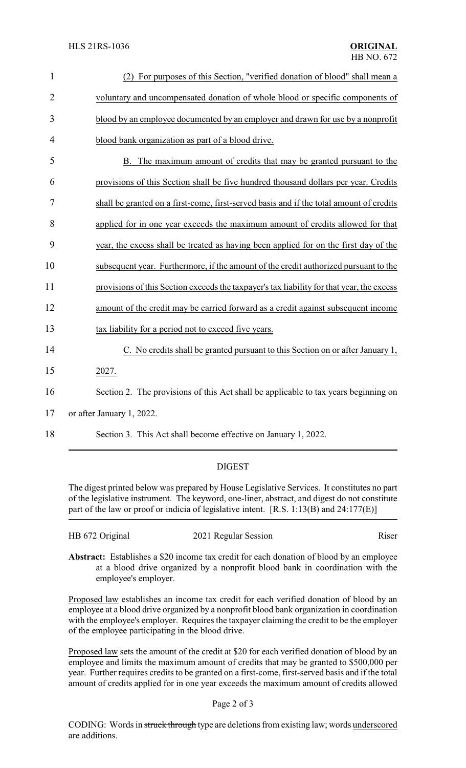(2) For purposes of this Section, "verified donation of blood" shall mean a voluntary and uncompensated donation of whole blood or specific components of blood by an employee documented by an employer and drawn for use by a nonprofit blood bank organization as part of a blood drive.

B. The maximum amount of credits that may be granted pursuant to the provisions of this Section shall be five hundred thousand dollars per year. Credits shall be granted on a first-come, first-served basis and if the total amount of credits applied for in one year exceeds the maximum amount of credits allowed for that year, the excess shall be treated as having been applied for on the first day of the subsequent year. Furthermore, if the amount of the credit authorized pursuant to the provisions of this Section exceeds the taxpayer's tax liability for that year, the excess amount of the credit may be carried forward as a credit against subsequent income tax liability for a period not to exceed five years.

C. No credits shall be granted pursuant to this Section on or after January 1, 2027.

Section 2. The provisions of this Act shall be applicable to tax years beginning on or after January 1, 2022.

Section 3. This Act shall become effective on January 1, 2022.

## DIGEST

The digest printed below was prepared by House Legislative Services. It constitutes no part of the legislative instrument. The keyword, one-liner, abstract, and digest do not constitute part of the law or proof or indicia of legislative intent. [R.S. 1:13(B) and 24:177(E)]

HB 672 Original — 2021 Regular Session — Riser

**Abstract:** Establishes a $20 income tax credit for each donation of blood by an employee at a blood drive organized by a nonprofit blood bank in coordination with the employee's employer.

Proposed law establishes an income tax credit for each verified donation of blood by an employee at a blood drive organized by a nonprofit blood bank organization in coordination with the employee's employer. Requires the taxpayer claiming the credit to be the employer of the employee participating in the blood drive.

Proposed law sets the amount of the credit at $20 for each verified donation of blood by an employee and limits the maximum amount of credits that may be granted to $500,000 per year. Further requires credits to be granted on a first-come, first-served basis and if the total amount of credits applied for in one year exceeds the maximum amount of credits allowed

CODING: Words in ~~struck through~~ type are deletions from existing law; words underscored are additions.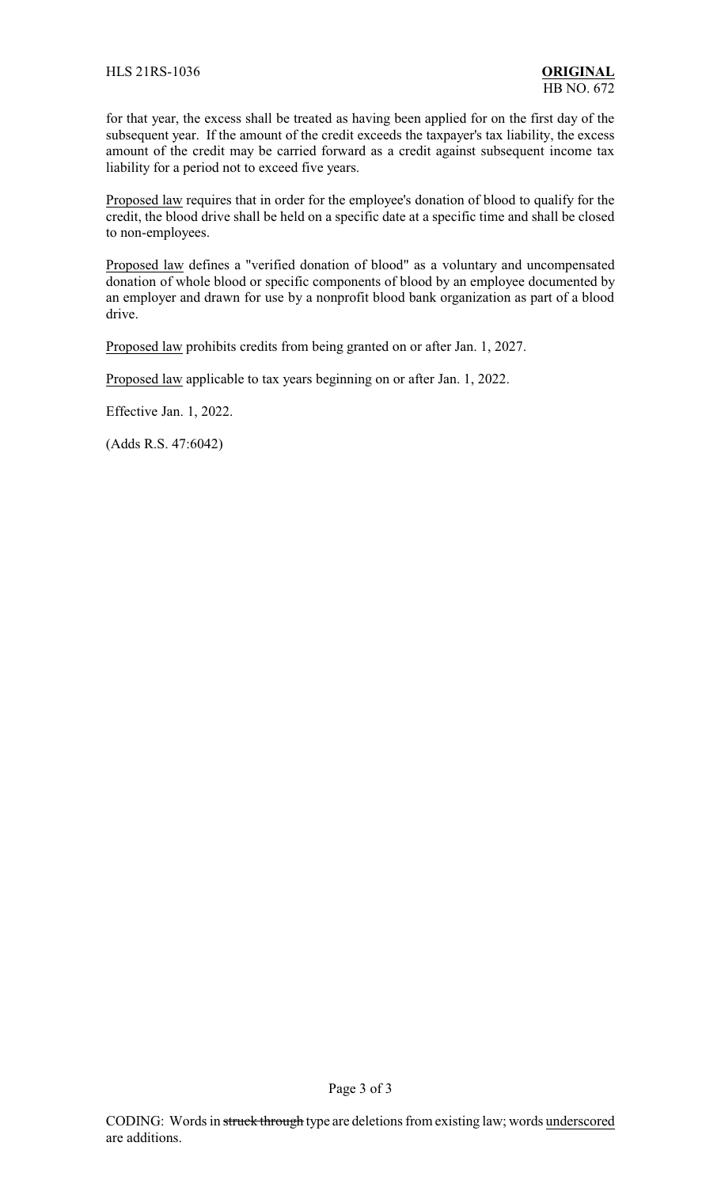for that year, the excess shall be treated as having been applied for on the first day of the subsequent year. If the amount of the credit exceeds the taxpayer's tax liability, the excess amount of the credit may be carried forward as a credit against subsequent income tax liability for a period not to exceed five years.

Proposed law requires that in order for the employee's donation of blood to qualify for the credit, the blood drive shall be held on a specific date at a specific time and shall be closed to non-employees.

Proposed law defines a "verified donation of blood" as a voluntary and uncompensated donation of whole blood or specific components of blood by an employee documented by an employer and drawn for use by a nonprofit blood bank organization as part of a blood drive.

Proposed law prohibits credits from being granted on or after Jan. 1, 2027.

Proposed law applicable to tax years beginning on or after Jan. 1, 2022.

Effective Jan. 1, 2022.

(Adds R.S. 47:6042)

CODING: Words in ~~struck through~~ type are deletions from existing law; words underscored are additions.